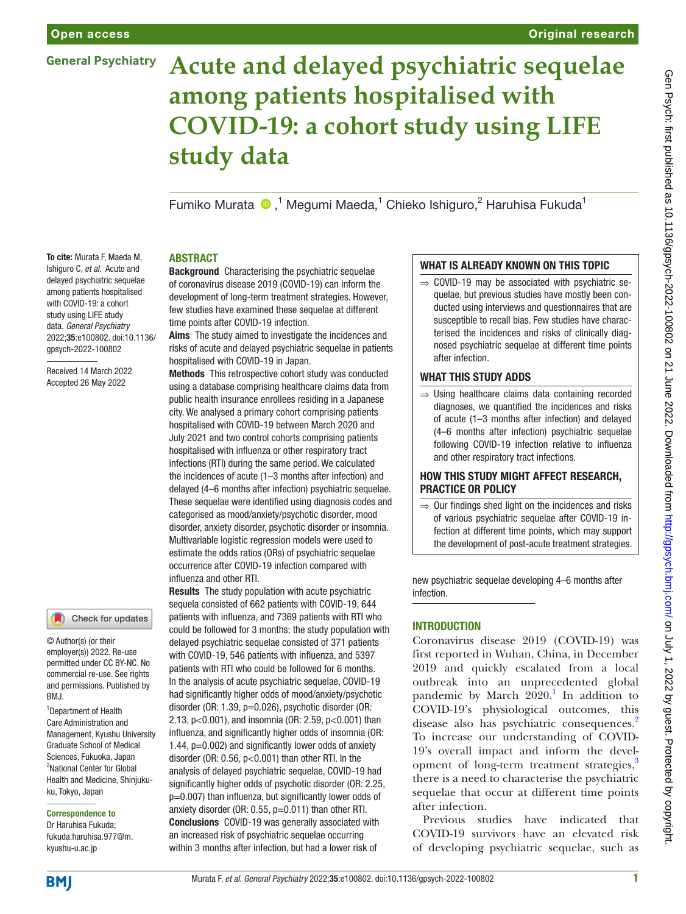Open access

Original research

General Psychiatry

# Acute and delayed psychiatric sequelae among patients hospitalised with COVID-19: a cohort study using LIFE study data

Fumiko Murata [1], Megumi Maeda,[1] Chieko Ishiguro,[2] Haruhisa Fukuda[1]

**To cite:** Murata F, Maeda M, Ishiguro C, *et al*. Acute and delayed psychiatric sequelae among patients hospitalised with COVID-19: a cohort study using LIFE study data. *General Psychiatry* 2022;**35**:e100802. doi:10.1136/gpsych-2022-100802

Received 14 March 2022
Accepted 26 May 2022

© Author(s) (or their employer(s)) 2022. Re-use permitted under CC BY-NC. No commercial re-use. See rights and permissions. Published by BMJ.

[1]Department of Health Care Administration and Management, Kyushu University Graduate School of Medical Sciences, Fukuoka, Japan
[2]National Center for Global Health and Medicine, Shinjuku-ku, Tokyo, Japan

**Correspondence to**
Dr Haruhisa Fukuda;
fukuda.haruhisa.977@m.kyushu-u.ac.jp

## ABSTRACT

**Background** Characterising the psychiatric sequelae of coronavirus disease 2019 (COVID-19) can inform the development of long-term treatment strategies. However, few studies have examined these sequelae at different time points after COVID-19 infection.

**Aims** The study aimed to investigate the incidences and risks of acute and delayed psychiatric sequelae in patients hospitalised with COVID-19 in Japan.

**Methods** This retrospective cohort study was conducted using a database comprising healthcare claims data from public health insurance enrollees residing in a Japanese city. We analysed a primary cohort comprising patients hospitalised with COVID-19 between March 2020 and July 2021 and two control cohorts comprising patients hospitalised with influenza or other respiratory tract infections (RTI) during the same period. We calculated the incidences of acute (1–3 months after infection) and delayed (4–6 months after infection) psychiatric sequelae. These sequelae were identified using diagnosis codes and categorised as mood/anxiety/psychotic disorder, mood disorder, anxiety disorder, psychotic disorder or insomnia. Multivariable logistic regression models were used to estimate the odds ratios (ORs) of psychiatric sequelae occurrence after COVID-19 infection compared with influenza and other RTI.

**Results** The study population with acute psychiatric sequela consisted of 662 patients with COVID-19, 644 patients with influenza, and 7369 patients with RTI who could be followed for 3 months; the study population with delayed psychiatric sequelae consisted of 371 patients with COVID-19, 546 patients with influenza, and 5397 patients with RTI who could be followed for 6 months. In the analysis of acute psychiatric sequelae, COVID-19 had significantly higher odds of mood/anxiety/psychotic disorder (OR: 1.39, p=0.026), psychotic disorder (OR: 2.13, p<0.001), and insomnia (OR: 2.59, p<0.001) than influenza, and significantly higher odds of insomnia (OR: 1.44, p=0.002) and significantly lower odds of anxiety disorder (OR: 0.56, p<0.001) than other RTI. In the analysis of delayed psychiatric sequelae, COVID-19 had significantly higher odds of psychotic disorder (OR: 2.25, p=0.007) than influenza, but significantly lower odds of anxiety disorder (OR: 0.55, p=0.011) than other RTI.

**Conclusions** COVID-19 was generally associated with an increased risk of psychiatric sequelae occurring within 3 months after infection, but had a lower risk of new psychiatric sequelae developing 4–6 months after infection.

### WHAT IS ALREADY KNOWN ON THIS TOPIC

⇒ COVID-19 may be associated with psychiatric sequelae, but previous studies have mostly been conducted using interviews and questionnaires that are susceptible to recall bias. Few studies have characterised the incidences and risks of clinically diagnosed psychiatric sequelae at different time points after infection.

### WHAT THIS STUDY ADDS

⇒ Using healthcare claims data containing recorded diagnoses, we quantified the incidences and risks of acute (1–3 months after infection) and delayed (4–6 months after infection) psychiatric sequelae following COVID-19 infection relative to influenza and other respiratory tract infections.

### HOW THIS STUDY MIGHT AFFECT RESEARCH, PRACTICE OR POLICY

⇒ Our findings shed light on the incidences and risks of various psychiatric sequelae after COVID-19 infection at different time points, which may support the development of post-acute treatment strategies.

## INTRODUCTION

Coronavirus disease 2019 (COVID-19) was first reported in Wuhan, China, in December 2019 and quickly escalated from a local outbreak into an unprecedented global pandemic by March 2020.[1] In addition to COVID-19's physiological outcomes, this disease also has psychiatric consequences.[2] To increase our understanding of COVID-19's overall impact and inform the development of long-term treatment strategies,[3] there is a need to characterise the psychiatric sequelae that occur at different time points after infection.

Previous studies have indicated that COVID-19 survivors have an elevated risk of developing psychiatric sequelae, such as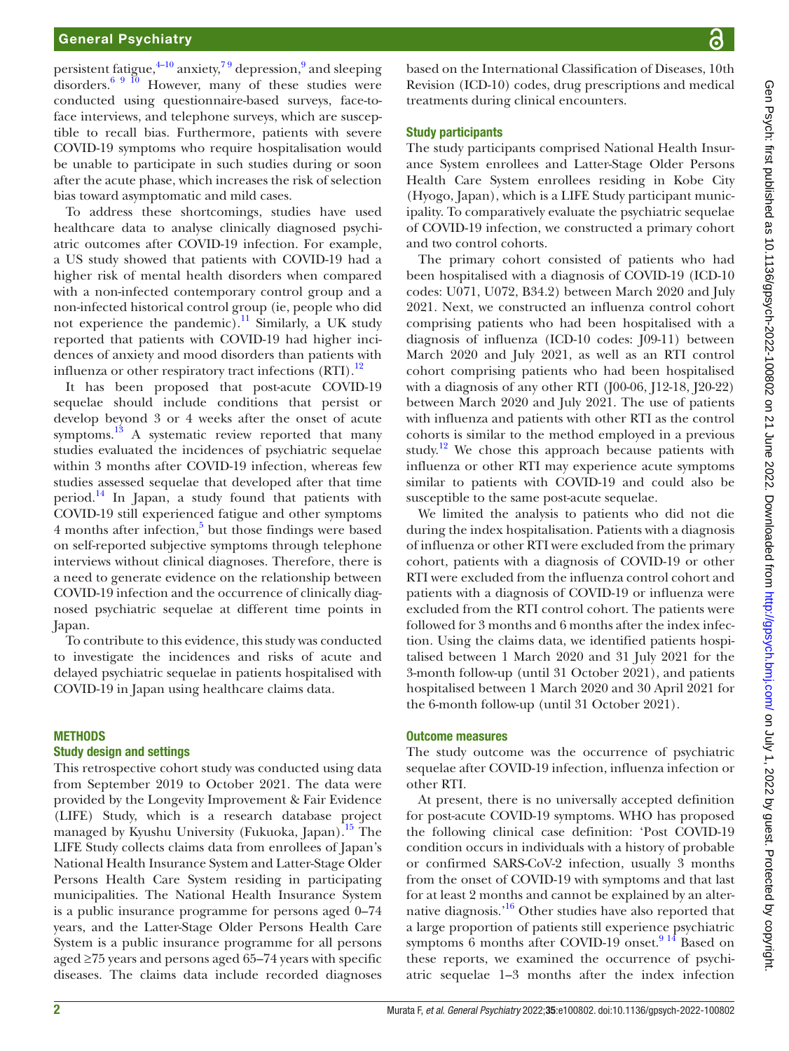persistent fatigue,[4–10] anxiety,[7 9] depression,[9] and sleeping disorders.[6 9 10] However, many of these studies were conducted using questionnaire-based surveys, face-to-face interviews, and telephone surveys, which are susceptible to recall bias. Furthermore, patients with severe COVID-19 symptoms who require hospitalisation would be unable to participate in such studies during or soon after the acute phase, which increases the risk of selection bias toward asymptomatic and mild cases.

To address these shortcomings, studies have used healthcare data to analyse clinically diagnosed psychiatric outcomes after COVID-19 infection. For example, a US study showed that patients with COVID-19 had a higher risk of mental health disorders when compared with a non-infected contemporary control group and a non-infected historical control group (ie, people who did not experience the pandemic).[11] Similarly, a UK study reported that patients with COVID-19 had higher incidences of anxiety and mood disorders than patients with influenza or other respiratory tract infections (RTI).[12]

It has been proposed that post-acute COVID-19 sequelae should include conditions that persist or develop beyond 3 or 4 weeks after the onset of acute symptoms.[13] A systematic review reported that many studies evaluated the incidences of psychiatric sequelae within 3 months after COVID-19 infection, whereas few studies assessed sequelae that developed after that time period.[14] In Japan, a study found that patients with COVID-19 still experienced fatigue and other symptoms 4 months after infection,[5] but those findings were based on self-reported subjective symptoms through telephone interviews without clinical diagnoses. Therefore, there is a need to generate evidence on the relationship between COVID-19 infection and the occurrence of clinically diagnosed psychiatric sequelae at different time points in Japan.

To contribute to this evidence, this study was conducted to investigate the incidences and risks of acute and delayed psychiatric sequelae in patients hospitalised with COVID-19 in Japan using healthcare claims data.

## METHODS

### Study design and settings

This retrospective cohort study was conducted using data from September 2019 to October 2021. The data were provided by the Longevity Improvement & Fair Evidence (LIFE) Study, which is a research database project managed by Kyushu University (Fukuoka, Japan).[15] The LIFE Study collects claims data from enrollees of Japan's National Health Insurance System and Latter-Stage Older Persons Health Care System residing in participating municipalities. The National Health Insurance System is a public insurance programme for persons aged 0–74 years, and the Latter-Stage Older Persons Health Care System is a public insurance programme for all persons aged ≥75 years and persons aged 65–74 years with specific diseases. The claims data include recorded diagnoses based on the International Classification of Diseases, 10th Revision (ICD-10) codes, drug prescriptions and medical treatments during clinical encounters.

### Study participants

The study participants comprised National Health Insurance System enrollees and Latter-Stage Older Persons Health Care System enrollees residing in Kobe City (Hyogo, Japan), which is a LIFE Study participant municipality. To comparatively evaluate the psychiatric sequelae of COVID-19 infection, we constructed a primary cohort and two control cohorts.

The primary cohort consisted of patients who had been hospitalised with a diagnosis of COVID-19 (ICD-10 codes: U071, U072, B34.2) between March 2020 and July 2021. Next, we constructed an influenza control cohort comprising patients who had been hospitalised with a diagnosis of influenza (ICD-10 codes: J09-11) between March 2020 and July 2021, as well as an RTI control cohort comprising patients who had been hospitalised with a diagnosis of any other RTI (J00-06, J12-18, J20-22) between March 2020 and July 2021. The use of patients with influenza and patients with other RTI as the control cohorts is similar to the method employed in a previous study.[12] We chose this approach because patients with influenza or other RTI may experience acute symptoms similar to patients with COVID-19 and could also be susceptible to the same post-acute sequelae.

We limited the analysis to patients who did not die during the index hospitalisation. Patients with a diagnosis of influenza or other RTI were excluded from the primary cohort, patients with a diagnosis of COVID-19 or other RTI were excluded from the influenza control cohort and patients with a diagnosis of COVID-19 or influenza were excluded from the RTI control cohort. The patients were followed for 3 months and 6 months after the index infection. Using the claims data, we identified patients hospitalised between 1 March 2020 and 31 July 2021 for the 3-month follow-up (until 31 October 2021), and patients hospitalised between 1 March 2020 and 30 April 2021 for the 6-month follow-up (until 31 October 2021).

### Outcome measures

The study outcome was the occurrence of psychiatric sequelae after COVID-19 infection, influenza infection or other RTI.

At present, there is no universally accepted definition for post-acute COVID-19 symptoms. WHO has proposed the following clinical case definition: 'Post COVID-19 condition occurs in individuals with a history of probable or confirmed SARS-CoV-2 infection, usually 3 months from the onset of COVID-19 with symptoms and that last for at least 2 months and cannot be explained by an alternative diagnosis.'[16] Other studies have also reported that a large proportion of patients still experience psychiatric symptoms 6 months after COVID-19 onset.[9 14] Based on these reports, we examined the occurrence of psychiatric sequelae 1–3 months after the index infection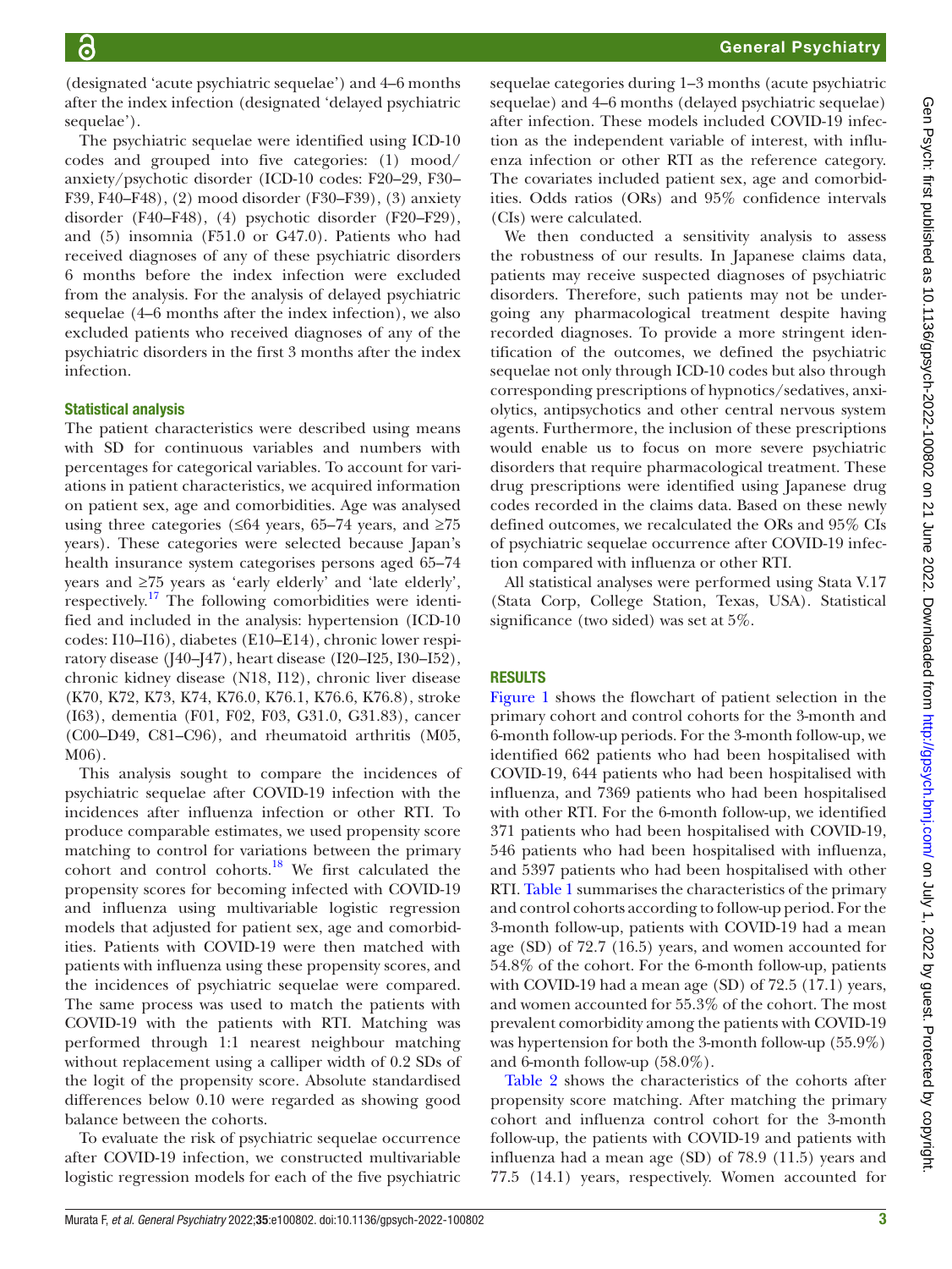(designated 'acute psychiatric sequelae') and 4–6 months after the index infection (designated 'delayed psychiatric sequelae').

The psychiatric sequelae were identified using ICD-10 codes and grouped into five categories: (1) mood/anxiety/psychotic disorder (ICD-10 codes: F20–29, F30–F39, F40–F48), (2) mood disorder (F30–F39), (3) anxiety disorder (F40–F48), (4) psychotic disorder (F20–F29), and (5) insomnia (F51.0 or G47.0). Patients who had received diagnoses of any of these psychiatric disorders 6 months before the index infection were excluded from the analysis. For the analysis of delayed psychiatric sequelae (4–6 months after the index infection), we also excluded patients who received diagnoses of any of the psychiatric disorders in the first 3 months after the index infection.

### Statistical analysis

The patient characteristics were described using means with SD for continuous variables and numbers with percentages for categorical variables. To account for variations in patient characteristics, we acquired information on patient sex, age and comorbidities. Age was analysed using three categories (≤64 years, 65–74 years, and ≥75 years). These categories were selected because Japan's health insurance system categorises persons aged 65–74 years and ≥75 years as 'early elderly' and 'late elderly', respectively.[17] The following comorbidities were identified and included in the analysis: hypertension (ICD-10 codes: I10–I16), diabetes (E10–E14), chronic lower respiratory disease (J40–J47), heart disease (I20–I25, I30–I52), chronic kidney disease (N18, I12), chronic liver disease (K70, K72, K73, K74, K76.0, K76.1, K76.6, K76.8), stroke (I63), dementia (F01, F02, F03, G31.0, G31.83), cancer (C00–D49, C81–C96), and rheumatoid arthritis (M05, M06).

This analysis sought to compare the incidences of psychiatric sequelae after COVID-19 infection with the incidences after influenza infection or other RTI. To produce comparable estimates, we used propensity score matching to control for variations between the primary cohort and control cohorts.[18] We first calculated the propensity scores for becoming infected with COVID-19 and influenza using multivariable logistic regression models that adjusted for patient sex, age and comorbidities. Patients with COVID-19 were then matched with patients with influenza using these propensity scores, and the incidences of psychiatric sequelae were compared. The same process was used to match the patients with COVID-19 with the patients with RTI. Matching was performed through 1:1 nearest neighbour matching without replacement using a calliper width of 0.2 SDs of the logit of the propensity score. Absolute standardised differences below 0.10 were regarded as showing good balance between the cohorts.

To evaluate the risk of psychiatric sequelae occurrence after COVID-19 infection, we constructed multivariable logistic regression models for each of the five psychiatric sequelae categories during 1–3 months (acute psychiatric sequelae) and 4–6 months (delayed psychiatric sequelae) after infection. These models included COVID-19 infection as the independent variable of interest, with influenza infection or other RTI as the reference category. The covariates included patient sex, age and comorbidities. Odds ratios (ORs) and 95% confidence intervals (CIs) were calculated.

We then conducted a sensitivity analysis to assess the robustness of our results. In Japanese claims data, patients may receive suspected diagnoses of psychiatric disorders. Therefore, such patients may not be undergoing any pharmacological treatment despite having recorded diagnoses. To provide a more stringent identification of the outcomes, we defined the psychiatric sequelae not only through ICD-10 codes but also through corresponding prescriptions of hypnotics/sedatives, anxiolytics, antipsychotics and other central nervous system agents. Furthermore, the inclusion of these prescriptions would enable us to focus on more severe psychiatric disorders that require pharmacological treatment. These drug prescriptions were identified using Japanese drug codes recorded in the claims data. Based on these newly defined outcomes, we recalculated the ORs and 95% CIs of psychiatric sequelae occurrence after COVID-19 infection compared with influenza or other RTI.

All statistical analyses were performed using Stata V.17 (Stata Corp, College Station, Texas, USA). Statistical significance (two sided) was set at 5%.

## RESULTS

Figure 1 shows the flowchart of patient selection in the primary cohort and control cohorts for the 3-month and 6-month follow-up periods. For the 3-month follow-up, we identified 662 patients who had been hospitalised with COVID-19, 644 patients who had been hospitalised with influenza, and 7369 patients who had been hospitalised with other RTI. For the 6-month follow-up, we identified 371 patients who had been hospitalised with COVID-19, 546 patients who had been hospitalised with influenza, and 5397 patients who had been hospitalised with other RTI. Table 1 summarises the characteristics of the primary and control cohorts according to follow-up period. For the 3-month follow-up, patients with COVID-19 had a mean age (SD) of 72.7 (16.5) years, and women accounted for 54.8% of the cohort. For the 6-month follow-up, patients with COVID-19 had a mean age (SD) of 72.5 (17.1) years, and women accounted for 55.3% of the cohort. The most prevalent comorbidity among the patients with COVID-19 was hypertension for both the 3-month follow-up (55.9%) and 6-month follow-up (58.0%).

Table 2 shows the characteristics of the cohorts after propensity score matching. After matching the primary cohort and influenza control cohort for the 3-month follow-up, the patients with COVID-19 and patients with influenza had a mean age (SD) of 78.9 (11.5) years and 77.5 (14.1) years, respectively. Women accounted for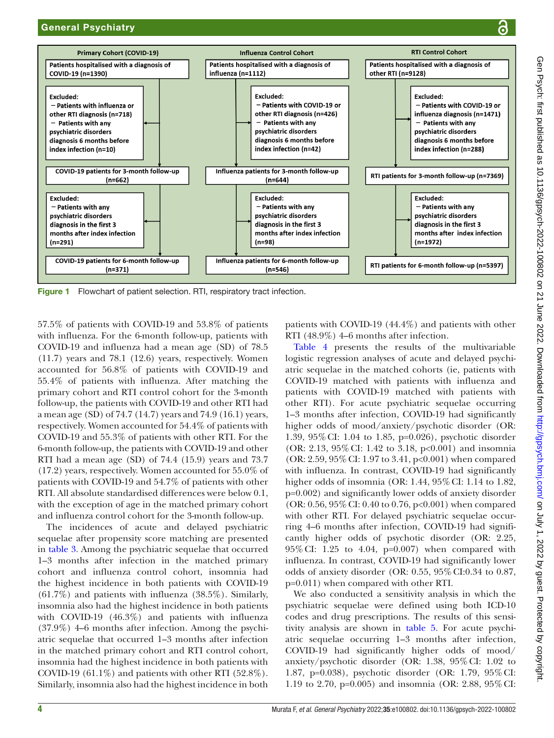**Primary Cohort (COVID-19)**

- Patients hospitalised with a diagnosis of COVID-19 (n=1390)
- Excluded:
  - Patients with influenza or other RTI diagnosis (n=718)
  - Patients with any psychiatric disorders diagnosis 6 months before index infection (n=10)
- COVID-19 patients for 3-month follow-up (n=662)
- Excluded:
  - Patients with any psychiatric disorders diagnosis in the first 3 months after index infection (n=291)
- COVID-19 patients for 6-month follow-up (n=371)

**Influenza Control Cohort**

- Patients hospitalised with a diagnosis of influenza (n=1112)
- Excluded:
  - Patients with COVID-19 or other RTI diagnosis (n=426)
  - Patients with any psychiatric disorders diagnosis 6 months before index infection (n=42)
- Influenza patients for 3-month follow-up (n=644)
- Excluded:
  - Patients with any psychiatric disorders diagnosis in the first 3 months after index infection (n=98)
- Influenza patients for 6-month follow-up (n=546)

**RTI Control Cohort**

- Patients hospitalised with a diagnosis of other RTI (n=9128)
- Excluded:
  - Patients with COVID-19 or influenza diagnosis (n=1471)
  - Patients with any psychiatric disorders diagnosis 6 months before index infection (n=288)
- RTI patients for 3-month follow-up (n=7369)
- Excluded:
  - Patients with any psychiatric disorders diagnosis in the first 3 months after index infection (n=1972)
- RTI patients for 6-month follow-up (n=5397)

**Figure 1** Flowchart of patient selection. RTI, respiratory tract infection.

57.5% of patients with COVID-19 and 53.8% of patients with influenza. For the 6-month follow-up, patients with COVID-19 and influenza had a mean age (SD) of 78.5 (11.7) years and 78.1 (12.6) years, respectively. Women accounted for 56.8% of patients with COVID-19 and 55.4% of patients with influenza. After matching the primary cohort and RTI control cohort for the 3-month follow-up, the patients with COVID-19 and other RTI had a mean age (SD) of 74.7 (14.7) years and 74.9 (16.1) years, respectively. Women accounted for 54.4% of patients with COVID-19 and 55.3% of patients with other RTI. For the 6-month follow-up, the patients with COVID-19 and other RTI had a mean age (SD) of 74.4 (15.9) years and 73.7 (17.2) years, respectively. Women accounted for 55.0% of patients with COVID-19 and 54.7% of patients with other RTI. All absolute standardised differences were below 0.1, with the exception of age in the matched primary cohort and influenza control cohort for the 3-month follow-up.

The incidences of acute and delayed psychiatric sequelae after propensity score matching are presented in table 3. Among the psychiatric sequelae that occurred 1–3 months after infection in the matched primary cohort and influenza control cohort, insomnia had the highest incidence in both patients with COVID-19 (61.7%) and patients with influenza (38.5%). Similarly, insomnia also had the highest incidence in both patients with COVID-19 (46.3%) and patients with influenza (37.9%) 4–6 months after infection. Among the psychiatric sequelae that occurred 1–3 months after infection in the matched primary cohort and RTI control cohort, insomnia had the highest incidence in both patients with COVID-19 (61.1%) and patients with other RTI (52.8%). Similarly, insomnia also had the highest incidence in both patients with COVID-19 (44.4%) and patients with other RTI (48.9%) 4–6 months after infection.

Table 4 presents the results of the multivariable logistic regression analyses of acute and delayed psychiatric sequelae in the matched cohorts (ie, patients with COVID-19 matched with patients with influenza and patients with COVID-19 matched with patients with other RTI). For acute psychiatric sequelae occurring 1–3 months after infection, COVID-19 had significantly higher odds of mood/anxiety/psychotic disorder (OR: 1.39, 95% CI: 1.04 to 1.85, p=0.026), psychotic disorder (OR: 2.13, 95% CI: 1.42 to 3.18, p<0.001) and insomnia (OR: 2.59, 95% CI: 1.97 to 3.41, p<0.001) when compared with influenza. In contrast, COVID-19 had significantly higher odds of insomnia (OR: 1.44, 95% CI: 1.14 to 1.82, p=0.002) and significantly lower odds of anxiety disorder (OR: 0.56, 95% CI: 0.40 to 0.76, p<0.001) when compared with other RTI. For delayed psychiatric sequelae occurring 4–6 months after infection, COVID-19 had significantly higher odds of psychotic disorder (OR: 2.25, 95% CI: 1.25 to 4.04, p=0.007) when compared with influenza. In contrast, COVID-19 had significantly lower odds of anxiety disorder (OR: 0.55, 95% CI:0.34 to 0.87, p=0.011) when compared with other RTI.

We also conducted a sensitivity analysis in which the psychiatric sequelae were defined using both ICD-10 codes and drug prescriptions. The results of this sensitivity analysis are shown in table 5. For acute psychiatric sequelae occurring 1–3 months after infection, COVID-19 had significantly higher odds of mood/anxiety/psychotic disorder (OR: 1.38, 95% CI: 1.02 to 1.87, p=0.038), psychotic disorder (OR: 1.79, 95% CI: 1.19 to 2.70, p=0.005) and insomnia (OR: 2.88, 95% CI: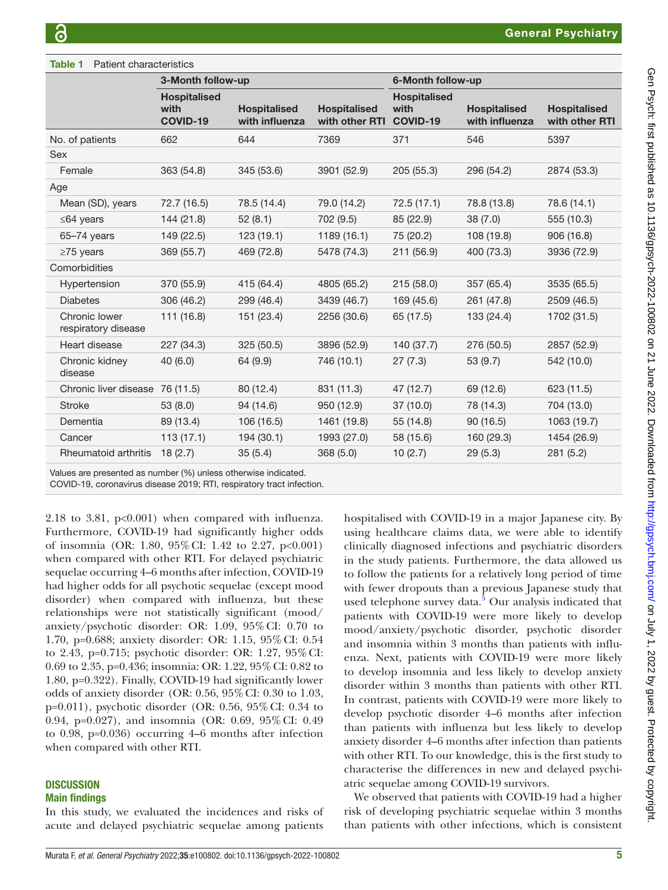**Table 1** Patient characteristics

| | 3-Month follow-up | | | 6-Month follow-up | | |
|---|---|---|---|---|---|---|
| | Hospitalised with COVID-19 | Hospitalised with influenza | Hospitalised with other RTI | Hospitalised with COVID-19 | Hospitalised with influenza | Hospitalised with other RTI |
| No. of patients | 662 | 644 | 7369 | 371 | 546 | 5397 |
| Sex | | | | | | |
| Female | 363 (54.8) | 345 (53.6) | 3901 (52.9) | 205 (55.3) | 296 (54.2) | 2874 (53.3) |
| Age | | | | | | |
| Mean (SD), years | 72.7 (16.5) | 78.5 (14.4) | 79.0 (14.2) | 72.5 (17.1) | 78.8 (13.8) | 78.6 (14.1) |
| ≤64 years | 144 (21.8) | 52 (8.1) | 702 (9.5) | 85 (22.9) | 38 (7.0) | 555 (10.3) |
| 65–74 years | 149 (22.5) | 123 (19.1) | 1189 (16.1) | 75 (20.2) | 108 (19.8) | 906 (16.8) |
| ≥75 years | 369 (55.7) | 469 (72.8) | 5478 (74.3) | 211 (56.9) | 400 (73.3) | 3936 (72.9) |
| Comorbidities | | | | | | |
| Hypertension | 370 (55.9) | 415 (64.4) | 4805 (65.2) | 215 (58.0) | 357 (65.4) | 3535 (65.5) |
| Diabetes | 306 (46.2) | 299 (46.4) | 3439 (46.7) | 169 (45.6) | 261 (47.8) | 2509 (46.5) |
| Chronic lower respiratory disease | 111 (16.8) | 151 (23.4) | 2256 (30.6) | 65 (17.5) | 133 (24.4) | 1702 (31.5) |
| Heart disease | 227 (34.3) | 325 (50.5) | 3896 (52.9) | 140 (37.7) | 276 (50.5) | 2857 (52.9) |
| Chronic kidney disease | 40 (6.0) | 64 (9.9) | 746 (10.1) | 27 (7.3) | 53 (9.7) | 542 (10.0) |
| Chronic liver disease | 76 (11.5) | 80 (12.4) | 831 (11.3) | 47 (12.7) | 69 (12.6) | 623 (11.5) |
| Stroke | 53 (8.0) | 94 (14.6) | 950 (12.9) | 37 (10.0) | 78 (14.3) | 704 (13.0) |
| Dementia | 89 (13.4) | 106 (16.5) | 1461 (19.8) | 55 (14.8) | 90 (16.5) | 1063 (19.7) |
| Cancer | 113 (17.1) | 194 (30.1) | 1993 (27.0) | 58 (15.6) | 160 (29.3) | 1454 (26.9) |
| Rheumatoid arthritis | 18 (2.7) | 35 (5.4) | 368 (5.0) | 10 (2.7) | 29 (5.3) | 281 (5.2) |

Values are presented as number (%) unless otherwise indicated.
COVID-19, coronavirus disease 2019; RTI, respiratory tract infection.

2.18 to 3.81, p<0.001) when compared with influenza. Furthermore, COVID-19 had significantly higher odds of insomnia (OR: 1.80, 95% CI: 1.42 to 2.27, p<0.001) when compared with other RTI. For delayed psychiatric sequelae occurring 4–6 months after infection, COVID-19 had higher odds for all psychotic sequelae (except mood disorder) when compared with influenza, but these relationships were not statistically significant (mood/anxiety/psychotic disorder: OR: 1.09, 95% CI: 0.70 to 1.70, p=0.688; anxiety disorder: OR: 1.15, 95% CI: 0.54 to 2.43, p=0.715; psychotic disorder: OR: 1.27, 95% CI: 0.69 to 2.35, p=0.436; insomnia: OR: 1.22, 95% CI: 0.82 to 1.80, p=0.322). Finally, COVID-19 had significantly lower odds of anxiety disorder (OR: 0.56, 95% CI: 0.30 to 1.03, p=0.011), psychotic disorder (OR: 0.56, 95% CI: 0.34 to 0.94, p=0.027), and insomnia (OR: 0.69, 95% CI: 0.49 to 0.98, p=0.036) occurring 4–6 months after infection when compared with other RTI.

## DISCUSSION

### Main findings

In this study, we evaluated the incidences and risks of acute and delayed psychiatric sequelae among patients hospitalised with COVID-19 in a major Japanese city. By using healthcare claims data, we were able to identify clinically diagnosed infections and psychiatric disorders in the study patients. Furthermore, the data allowed us to follow the patients for a relatively long period of time with fewer dropouts than a previous Japanese study that used telephone survey data.[5] Our analysis indicated that patients with COVID-19 were more likely to develop mood/anxiety/psychotic disorder, psychotic disorder and insomnia within 3 months than patients with influenza. Next, patients with COVID-19 were more likely to develop insomnia and less likely to develop anxiety disorder within 3 months than patients with other RTI. In contrast, patients with COVID-19 were more likely to develop psychotic disorder 4–6 months after infection than patients with influenza but less likely to develop anxiety disorder 4–6 months after infection than patients with other RTI. To our knowledge, this is the first study to characterise the differences in new and delayed psychiatric sequelae among COVID-19 survivors.

We observed that patients with COVID-19 had a higher risk of developing psychiatric sequelae within 3 months than patients with other infections, which is consistent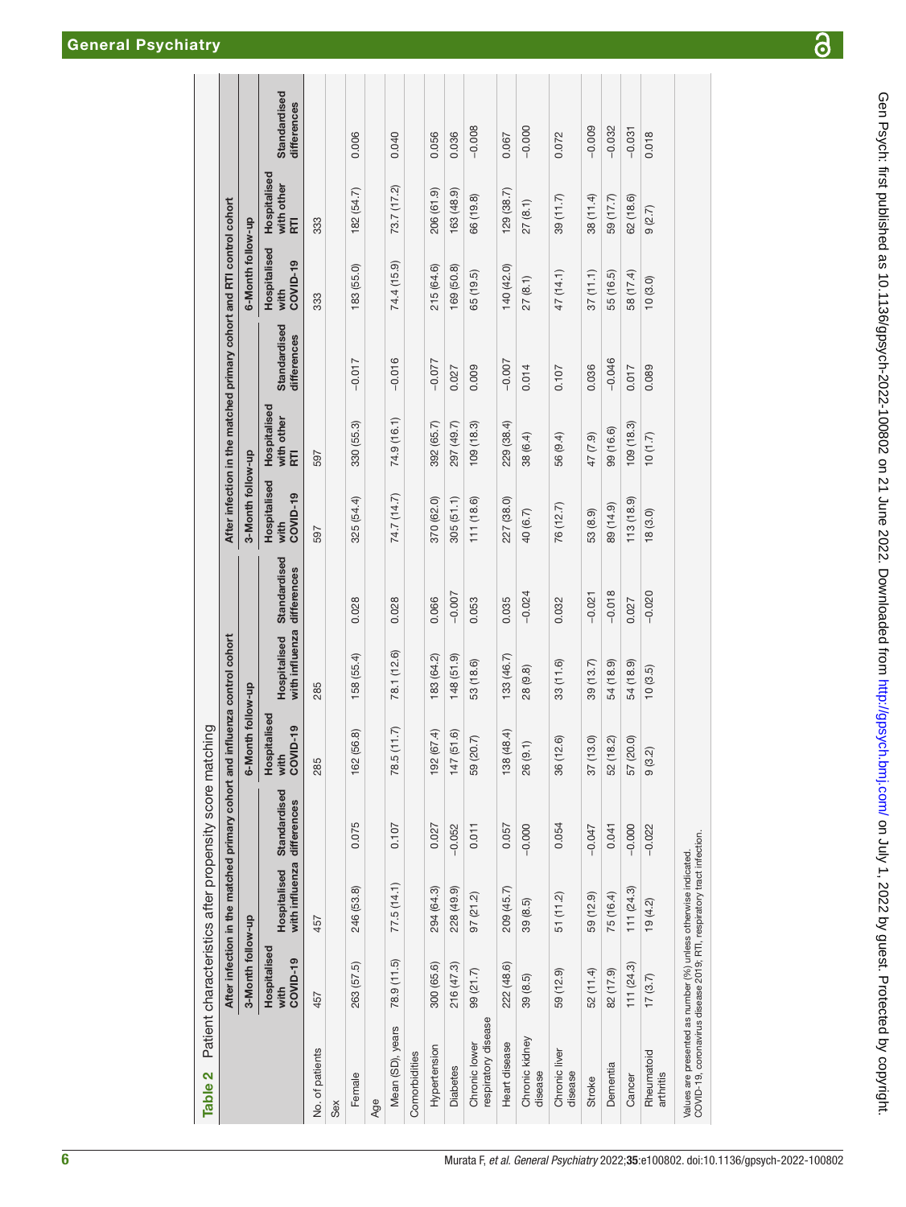**Table 2** Patient characteristics after propensity score matching

| | After infection in the matched primary cohort and influenza control cohort | | | | | | After infection in the matched primary cohort and RTI control cohort | | | | | |
|---|---|---|---|---|---|---|---|---|---|---|---|---|
| | 3-Month follow-up | | | 6-Month follow-up | | | 3-Month follow-up | | | 6-Month follow-up | | |
| | Hospitalised with COVID-19 | Hospitalised with influenza | Standardised differences | Hospitalised with COVID-19 | Hospitalised with influenza | Standardised differences | Hospitalised with COVID-19 | Hospitalised with other RTI | Standardised differences | Hospitalised with COVID-19 | Hospitalised with other RTI | Standardised differences |
| No. of patients | 457 | 457 | | 285 | 285 | | 597 | 597 | | 333 | 333 | |
| Sex | | | | | | | | | | | | |
| Female | 263 (57.5) | 246 (53.8) | 0.075 | 162 (56.8) | 158 (55.4) | 0.028 | 325 (54.4) | 330 (55.3) | −0.017 | 183 (55.0) | 182 (54.7) | 0.006 |
| Age | | | | | | | | | | | | |
| Mean (SD), years | 78.9 (11.5) | 77.5 (14.1) | 0.107 | 78.5 (11.7) | 78.1 (12.6) | 0.028 | 74.7 (14.7) | 74.9 (16.1) | −0.016 | 74.4 (15.9) | 73.7 (17.2) | 0.040 |
| Comorbidities | | | | | | | | | | | | |
| Hypertension | 300 (65.6) | 294 (64.3) | 0.027 | 192 (67.4) | 183 (64.2) | 0.066 | 370 (62.0) | 392 (65.7) | −0.077 | 215 (64.6) | 206 (61.9) | 0.056 |
| Diabetes | 216 (47.3) | 228 (49.9) | −0.052 | 147 (51.6) | 148 (51.9) | −0.007 | 305 (51.1) | 297 (49.7) | 0.027 | 169 (50.8) | 163 (48.9) | 0.036 |
| Chronic lower respiratory disease | 99 (21.7) | 97 (21.2) | 0.011 | 59 (20.7) | 53 (18.6) | 0.053 | 111 (18.6) | 109 (18.3) | 0.009 | 65 (19.5) | 66 (19.8) | −0.008 |
| Heart disease | 222 (48.6) | 209 (45.7) | 0.057 | 138 (48.4) | 133 (46.7) | 0.035 | 227 (38.0) | 229 (38.4) | −0.007 | 140 (42.0) | 129 (38.7) | 0.067 |
| Chronic kidney disease | 39 (8.5) | 39 (8.5) | −0.000 | 26 (9.1) | 28 (9.8) | −0.024 | 40 (6.7) | 38 (6.4) | 0.014 | 27 (8.1) | 27 (8.1) | −0.000 |
| Chronic liver disease | 59 (12.9) | 51 (11.2) | 0.054 | 36 (12.6) | 33 (11.6) | 0.032 | 76 (12.7) | 56 (9.4) | 0.107 | 47 (14.1) | 39 (11.7) | 0.072 |
| Stroke | 52 (11.4) | 59 (12.9) | −0.047 | 37 (13.0) | 39 (13.7) | −0.021 | 53 (8.9) | 47 (7.9) | 0.036 | 37 (11.1) | 38 (11.4) | −0.009 |
| Dementia | 82 (17.9) | 75 (16.4) | 0.041 | 52 (18.2) | 54 (18.9) | −0.018 | 89 (14.9) | 99 (16.6) | −0.046 | 55 (16.5) | 59 (17.7) | −0.032 |
| Cancer | 111 (24.3) | 111 (24.3) | −0.000 | 57 (20.0) | 54 (18.9) | 0.027 | 113 (18.9) | 109 (18.3) | 0.017 | 58 (17.4) | 62 (18.6) | −0.031 |
| Rheumatoid arthritis | 17 (3.7) | 19 (4.2) | −0.022 | 9 (3.2) | 10 (3.5) | −0.020 | 18 (3.0) | 10 (1.7) | 0.089 | 10 (3.0) | 9 (2.7) | 0.018 |

Values are presented as number (%) unless otherwise indicated.
COVID-19, coronavirus disease 2019; RTI, respiratory tract infection.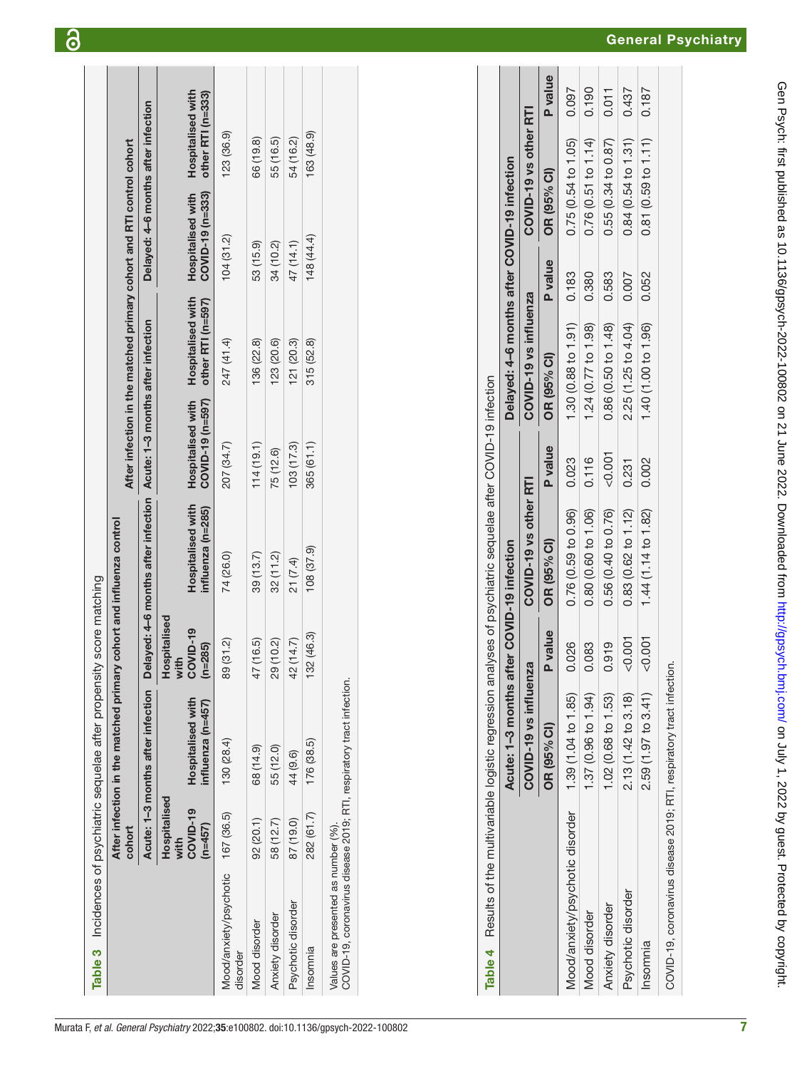**Table 3** Incidences of psychiatric sequelae after propensity score matching

| | After infection in the matched primary cohort and influenza control cohort | | | | After infection in the matched primary cohort and RTI control cohort | | | |
|---|---|---|---|---|---|---|---|---|
| | Acute: 1–3 months after infection | | Delayed: 4–6 months after infection | | Acute: 1–3 months after infection | | Delayed: 4–6 months after infection | |
| | Hospitalised with COVID-19 (n=457) | Hospitalised with influenza (n=457) | Hospitalised with COVID-19 (n=285) | Hospitalised with influenza (n=285) | Hospitalised with COVID-19 (n=597) | Hospitalised with other RTI (n=597) | Hospitalised with COVID-19 (n=333) | Hospitalised with other RTI (n=333) |
| Mood/anxiety/psychotic disorder | 167 (36.5) | 130 (28.4) | 89 (31.2) | 74 (26.0) | 207 (34.7) | 247 (41.4) | 104 (31.2) | 123 (36.9) |
| Mood disorder | 92 (20.1) | 68 (14.9) | 47 (16.5) | 39 (13.7) | 114 (19.1) | 136 (22.8) | 53 (15.9) | 66 (19.8) |
| Anxiety disorder | 58 (12.7) | 55 (12.0) | 29 (10.2) | 32 (11.2) | 75 (12.6) | 123 (20.6) | 34 (10.2) | 55 (16.5) |
| Psychotic disorder | 87 (19.0) | 44 (9.6) | 42 (14.7) | 21 (7.4) | 103 (17.3) | 121 (20.3) | 47 (14.1) | 54 (16.2) |
| Insomnia | 282 (61.7) | 176 (38.5) | 132 (46.3) | 108 (37.9) | 365 (61.1) | 315 (52.8) | 148 (44.4) | 163 (48.9) |

Values are presented as number (%).
COVID-19, coronavirus disease 2019; RTI, respiratory tract infection.

**Table 4** Results of the multivariable logistic regression analyses of psychiatric sequelae after COVID-19 infection

| | Acute: 1–3 months after COVID-19 infection | | | | Delayed: 4–6 months after COVID-19 infection | | | |
|---|---|---|---|---|---|---|---|---|
| | COVID-19 vs influenza | | COVID-19 vs other RTI | | COVID-19 vs influenza | | COVID-19 vs other RTI | |
| | OR (95% CI) | P value | OR (95% CI) | P value | OR (95% CI) | P value | OR (95% CI) | P value |
| Mood/anxiety/psychotic disorder | 1.39 (1.04 to 1.85) | 0.026 | 0.76 (0.59 to 0.96) | 0.023 | 1.30 (0.88 to 1.91) | 0.183 | 0.75 (0.54 to 1.05) | 0.097 |
| Mood disorder | 1.37 (0.96 to 1.94) | 0.083 | 0.80 (0.60 to 1.06) | 0.116 | 1.24 (0.77 to 1.98) | 0.380 | 0.76 (0.51 to 1.14) | 0.190 |
| Anxiety disorder | 1.02 (0.68 to 1.53) | 0.919 | 0.56 (0.40 to 0.76) | <0.001 | 0.86 (0.50 to 1.48) | 0.583 | 0.55 (0.34 to 0.87) | 0.011 |
| Psychotic disorder | 2.13 (1.42 to 3.18) | <0.001 | 0.83 (0.62 to 1.12) | 0.231 | 2.25 (1.25 to 4.04) | 0.007 | 0.84 (0.54 to 1.31) | 0.437 |
| Insomnia | 2.59 (1.97 to 3.41) | <0.001 | 1.44 (1.14 to 1.82) | 0.002 | 1.40 (1.00 to 1.96) | 0.052 | 0.81 (0.59 to 1.11) | 0.187 |

COVID-19, coronavirus disease 2019; RTI, respiratory tract infection.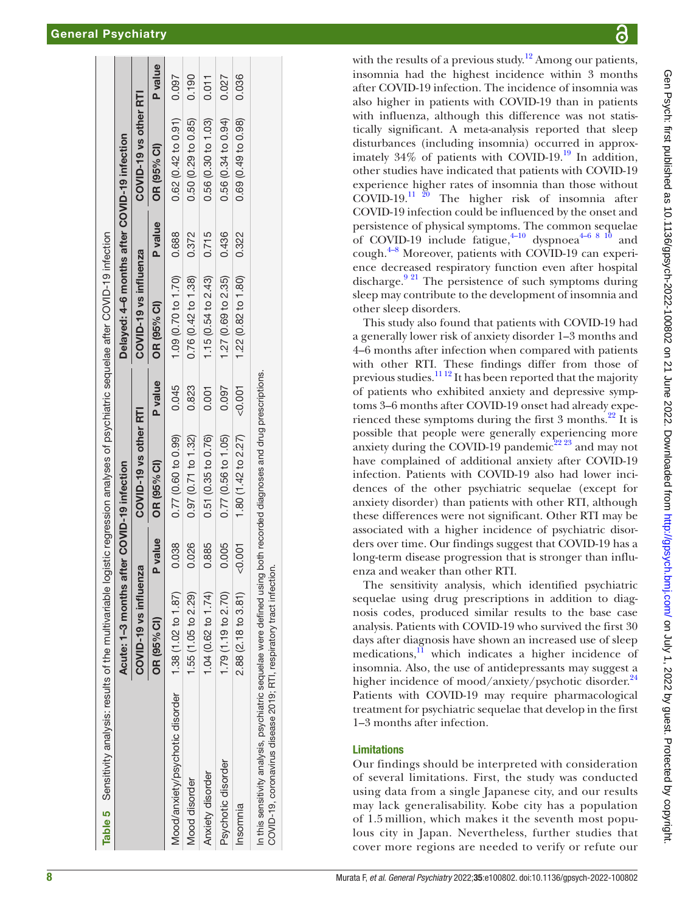**Table 5** Sensitivity analysis: results of the multivariable logistic regression analyses of psychiatric sequelae after COVID-19 infection

| | Acute: 1–3 months after COVID-19 infection | | | | Delayed: 4–6 months after COVID-19 infection | | | |
|---|---|---|---|---|---|---|---|---|
| | COVID-19 vs influenza | | COVID-19 vs other RTI | | COVID-19 vs influenza | | COVID-19 vs other RTI | |
| | OR (95% CI) | P value | OR (95% CI) | P value | OR (95% CI) | P value | OR (95% CI) | P value |
| Mood/anxiety/psychotic disorder | 1.38 (1.02 to 1.87) | 0.038 | 0.77 (0.60 to 0.99) | 0.045 | 1.09 (0.70 to 1.70) | 0.688 | 0.62 (0.42 to 0.91) | 0.097 |
| Mood disorder | 1.55 (1.05 to 2.29) | 0.026 | 0.97 (0.71 to 1.32) | 0.823 | 0.76 (0.42 to 1.38) | 0.372 | 0.50 (0.29 to 0.85) | 0.190 |
| Anxiety disorder | 1.04 (0.62 to 1.74) | 0.885 | 0.51 (0.35 to 0.76) | 0.001 | 1.15 (0.54 to 2.43) | 0.715 | 0.56 (0.30 to 1.03) | 0.011 |
| Psychotic disorder | 1.79 (1.19 to 2.70) | 0.005 | 0.77 (0.56 to 1.05) | 0.097 | 1.27 (0.69 to 2.35) | 0.436 | 0.56 (0.34 to 0.94) | 0.027 |
| Insomnia | 2.88 (2.18 to 3.81) | <0.001 | 1.80 (1.42 to 2.27) | <0.001 | 1.22 (0.82 to 1.80) | 0.322 | 0.69 (0.49 to 0.98) | 0.036 |

In this sensitivity analysis, psychiatric sequelae were defined using both recorded diagnoses and drug prescriptions.
COVID-19, coronavirus disease 2019; RTI, respiratory tract infection.

with the results of a previous study.[12] Among our patients, insomnia had the highest incidence within 3 months after COVID-19 infection. The incidence of insomnia was also higher in patients with COVID-19 than in patients with influenza, although this difference was not statistically significant. A meta-analysis reported that sleep disturbances (including insomnia) occurred in approximately 34% of patients with COVID-19.[19] In addition, other studies have indicated that patients with COVID-19 experience higher rates of insomnia than those without COVID-19.[11 20] The higher risk of insomnia after COVID-19 infection could be influenced by the onset and persistence of physical symptoms. The common sequelae of COVID-19 include fatigue,[4–10] dyspnoea[4–6 8 10] and cough.[4–8] Moreover, patients with COVID-19 can experience decreased respiratory function even after hospital discharge.[9 21] The persistence of such symptoms during sleep may contribute to the development of insomnia and other sleep disorders.

This study also found that patients with COVID-19 had a generally lower risk of anxiety disorder 1–3 months and 4–6 months after infection when compared with patients with other RTI. These findings differ from those of previous studies.[11 12] It has been reported that the majority of patients who exhibited anxiety and depressive symptoms 3–6 months after COVID-19 onset had already experienced these symptoms during the first 3 months.[22] It is possible that people were generally experiencing more anxiety during the COVID-19 pandemic[22 23] and may not have complained of additional anxiety after COVID-19 infection. Patients with COVID-19 also had lower incidences of the other psychiatric sequelae (except for anxiety disorder) than patients with other RTI, although these differences were not significant. Other RTI may be associated with a higher incidence of psychiatric disorders over time. Our findings suggest that COVID-19 has a long-term disease progression that is stronger than influenza and weaker than other RTI.

The sensitivity analysis, which identified psychiatric sequelae using drug prescriptions in addition to diagnosis codes, produced similar results to the base case analysis. Patients with COVID-19 who survived the first 30 days after diagnosis have shown an increased use of sleep medications,[11] which indicates a higher incidence of insomnia. Also, the use of antidepressants may suggest a higher incidence of mood/anxiety/psychotic disorder.[24] Patients with COVID-19 may require pharmacological treatment for psychiatric sequelae that develop in the first 1–3 months after infection.

### Limitations

Our findings should be interpreted with consideration of several limitations. First, the study was conducted using data from a single Japanese city, and our results may lack generalisability. Kobe city has a population of 1.5 million, which makes it the seventh most populous city in Japan. Nevertheless, further studies that cover more regions are needed to verify or refute our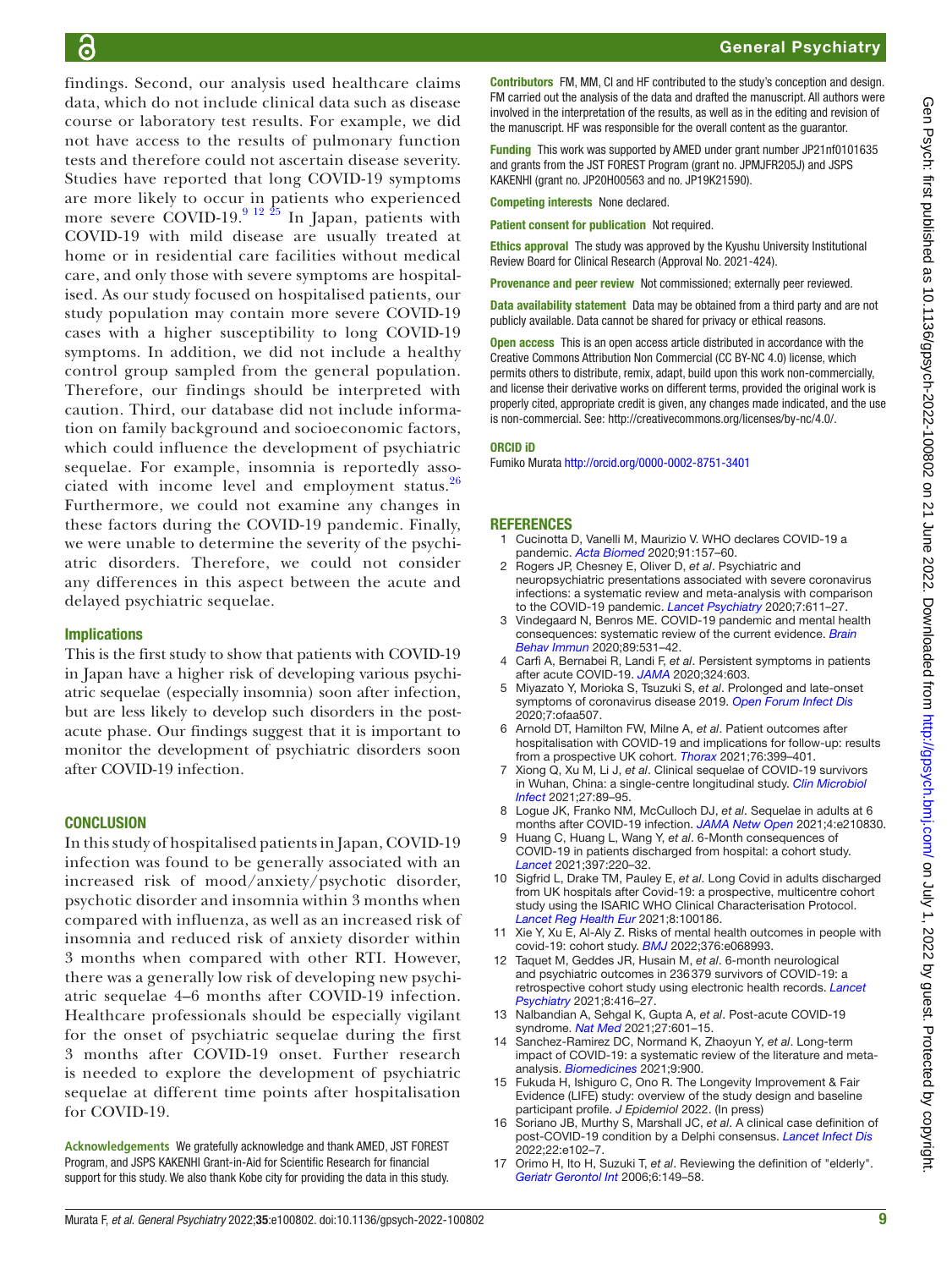findings. Second, our analysis used healthcare claims data, which do not include clinical data such as disease course or laboratory test results. For example, we did not have access to the results of pulmonary function tests and therefore could not ascertain disease severity. Studies have reported that long COVID-19 symptoms are more likely to occur in patients who experienced more severe COVID-19.[9 12 25] In Japan, patients with COVID-19 with mild disease are usually treated at home or in residential care facilities without medical care, and only those with severe symptoms are hospitalised. As our study focused on hospitalised patients, our study population may contain more severe COVID-19 cases with a higher susceptibility to long COVID-19 symptoms. In addition, we did not include a healthy control group sampled from the general population. Therefore, our findings should be interpreted with caution. Third, our database did not include information on family background and socioeconomic factors, which could influence the development of psychiatric sequelae. For example, insomnia is reportedly associated with income level and employment status.[26] Furthermore, we could not examine any changes in these factors during the COVID-19 pandemic. Finally, we were unable to determine the severity of the psychiatric disorders. Therefore, we could not consider any differences in this aspect between the acute and delayed psychiatric sequelae.

### Implications

This is the first study to show that patients with COVID-19 in Japan have a higher risk of developing various psychiatric sequelae (especially insomnia) soon after infection, but are less likely to develop such disorders in the post-acute phase. Our findings suggest that it is important to monitor the development of psychiatric disorders soon after COVID-19 infection.

## CONCLUSION

In this study of hospitalised patients in Japan, COVID-19 infection was found to be generally associated with an increased risk of mood/anxiety/psychotic disorder, psychotic disorder and insomnia within 3 months when compared with influenza, as well as an increased risk of insomnia and reduced risk of anxiety disorder within 3 months when compared with other RTI. However, there was a generally low risk of developing new psychiatric sequelae 4–6 months after COVID-19 infection. Healthcare professionals should be especially vigilant for the onset of psychiatric sequelae during the first 3 months after COVID-19 onset. Further research is needed to explore the development of psychiatric sequelae at different time points after hospitalisation for COVID-19.

**Acknowledgements** We gratefully acknowledge and thank AMED, JST FOREST Program, and JSPS KAKENHI Grant-in-Aid for Scientific Research for financial support for this study. We also thank Kobe city for providing the data in this study.

**Contributors** FM, MM, CI and HF contributed to the study's conception and design. FM carried out the analysis of the data and drafted the manuscript. All authors were involved in the interpretation of the results, as well as in the editing and revision of the manuscript. HF was responsible for the overall content as the guarantor.

**Funding** This work was supported by AMED under grant number JP21nf0101635 and grants from the JST FOREST Program (grant no. JPMJFR205J) and JSPS KAKENHI (grant no. JP20H00563 and no. JP19K21590).

**Competing interests** None declared.

**Patient consent for publication** Not required.

**Ethics approval** The study was approved by the Kyushu University Institutional Review Board for Clinical Research (Approval No. 2021-424).

**Provenance and peer review** Not commissioned; externally peer reviewed.

**Data availability statement** Data may be obtained from a third party and are not publicly available. Data cannot be shared for privacy or ethical reasons.

**Open access** This is an open access article distributed in accordance with the Creative Commons Attribution Non Commercial (CC BY-NC 4.0) license, which permits others to distribute, remix, adapt, build upon this work non-commercially, and license their derivative works on different terms, provided the original work is properly cited, appropriate credit is given, any changes made indicated, and the use is non-commercial. See: http://creativecommons.org/licenses/by-nc/4.0/.

**ORCID iD**

Fumiko Murata http://orcid.org/0000-0002-8751-3401

## REFERENCES

1. Cucinotta D, Vanelli M, Maurizio V. WHO declares COVID-19 a pandemic. *Acta Biomed* 2020;91:157–60.
2. Rogers JP, Chesney E, Oliver D, *et al*. Psychiatric and neuropsychiatric presentations associated with severe coronavirus infections: a systematic review and meta-analysis with comparison to the COVID-19 pandemic. *Lancet Psychiatry* 2020;7:611–27.
3. Vindegaard N, Benros ME. COVID-19 pandemic and mental health consequences: systematic review of the current evidence. *Brain Behav Immun* 2020;89:531–42.
4. Carfì A, Bernabei R, Landi F, *et al*. Persistent symptoms in patients after acute COVID-19. *JAMA* 2020;324:603.
5. Miyazato Y, Morioka S, Tsuzuki S, *et al*. Prolonged and late-onset symptoms of coronavirus disease 2019. *Open Forum Infect Dis* 2020;7:ofaa507.
6. Arnold DT, Hamilton FW, Milne A, *et al*. Patient outcomes after hospitalisation with COVID-19 and implications for follow-up: results from a prospective UK cohort. *Thorax* 2021;76:399–401.
7. Xiong Q, Xu M, Li J, *et al*. Clinical sequelae of COVID-19 survivors in Wuhan, China: a single-centre longitudinal study. *Clin Microbiol Infect* 2021;27:89–95.
8. Logue JK, Franko NM, McCulloch DJ, *et al*. Sequelae in adults at 6 months after COVID-19 infection. *JAMA Netw Open* 2021;4:e210830.
9. Huang C, Huang L, Wang Y, *et al*. 6-Month consequences of COVID-19 in patients discharged from hospital: a cohort study. *Lancet* 2021;397:220–32.
10. Sigfrid L, Drake TM, Pauley E, *et al*. Long Covid in adults discharged from UK hospitals after Covid-19: a prospective, multicentre cohort study using the ISARIC WHO Clinical Characterisation Protocol. *Lancet Reg Health Eur* 2021;8:100186.
11. Xie Y, Xu E, Al-Aly Z. Risks of mental health outcomes in people with covid-19: cohort study. *BMJ* 2022;376:e068993.
12. Taquet M, Geddes JR, Husain M, *et al*. 6-month neurological and psychiatric outcomes in 236 379 survivors of COVID-19: a retrospective cohort study using electronic health records. *Lancet Psychiatry* 2021;8:416–27.
13. Nalbandian A, Sehgal K, Gupta A, *et al*. Post-acute COVID-19 syndrome. *Nat Med* 2021;27:601–15.
14. Sanchez-Ramirez DC, Normand K, Zhaoyun Y, *et al*. Long-term impact of COVID-19: a systematic review of the literature and meta-analysis. *Biomedicines* 2021;9:900.
15. Fukuda H, Ishiguro C, Ono R. The Longevity Improvement & Fair Evidence (LIFE) study: overview of the study design and baseline participant profile. *J Epidemiol* 2022. (In press)
16. Soriano JB, Murthy S, Marshall JC, *et al*. A clinical case definition of post-COVID-19 condition by a Delphi consensus. *Lancet Infect Dis* 2022;22:e102–7.
17. Orimo H, Ito H, Suzuki T, *et al*. Reviewing the definition of "elderly". *Geriatr Gerontol Int* 2006;6:149–58.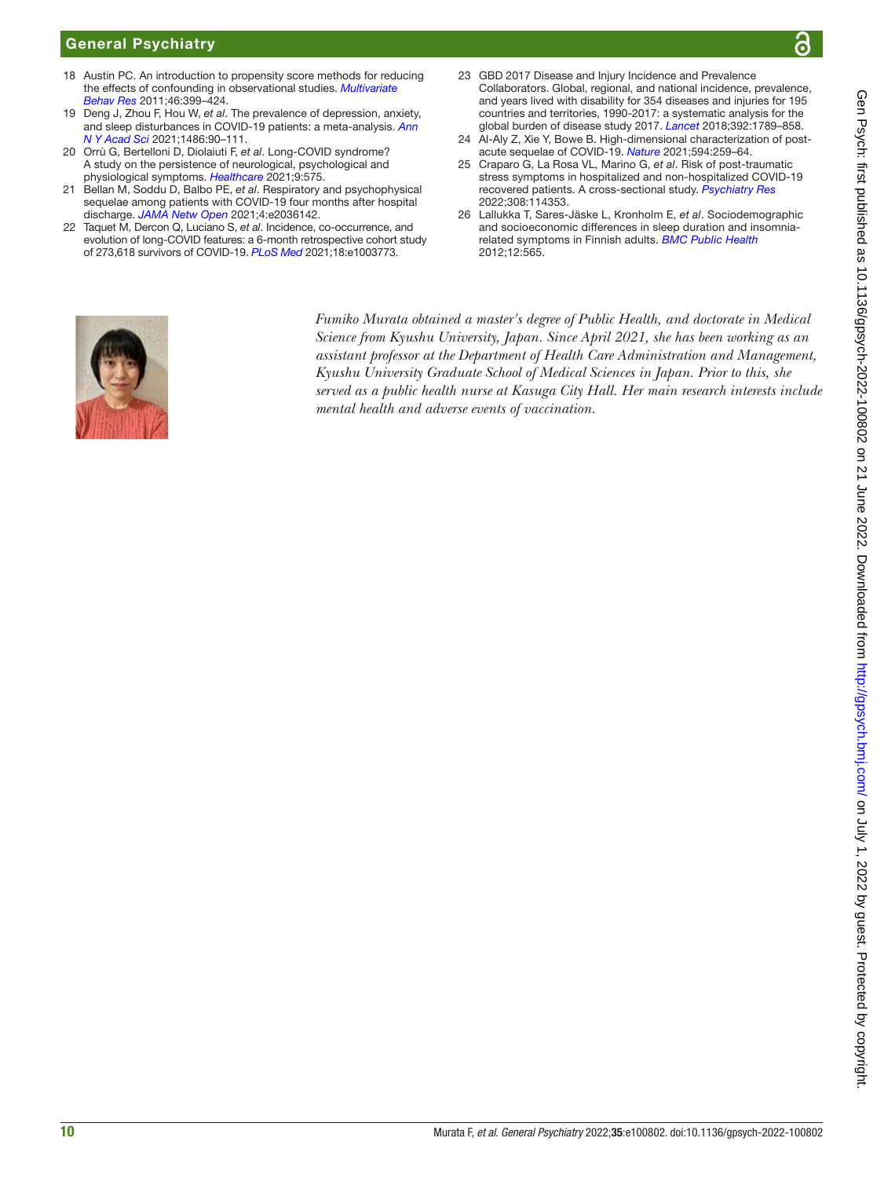18. Austin PC. An introduction to propensity score methods for reducing the effects of confounding in observational studies. *Multivariate Behav Res* 2011;46:399–424.
19. Deng J, Zhou F, Hou W, *et al*. The prevalence of depression, anxiety, and sleep disturbances in COVID-19 patients: a meta-analysis. *Ann N Y Acad Sci* 2021;1486:90–111.
20. Orrù G, Bertelloni D, Diolaiuti F, *et al*. Long-COVID syndrome? A study on the persistence of neurological, psychological and physiological symptoms. *Healthcare* 2021;9:575.
21. Bellan M, Soddu D, Balbo PE, *et al*. Respiratory and psychophysical sequelae among patients with COVID-19 four months after hospital discharge. *JAMA Netw Open* 2021;4:e2036142.
22. Taquet M, Dercon Q, Luciano S, *et al*. Incidence, co-occurrence, and evolution of long-COVID features: a 6-month retrospective cohort study of 273,618 survivors of COVID-19. *PLoS Med* 2021;18:e1003773.
23. GBD 2017 Disease and Injury Incidence and Prevalence Collaborators. Global, regional, and national incidence, prevalence, and years lived with disability for 354 diseases and injuries for 195 countries and territories, 1990-2017: a systematic analysis for the global burden of disease study 2017. *Lancet* 2018;392:1789–858.
24. Al-Aly Z, Xie Y, Bowe B. High-dimensional characterization of post-acute sequelae of COVID-19. *Nature* 2021;594:259–64.
25. Craparo G, La Rosa VL, Marino G, *et al*. Risk of post-traumatic stress symptoms in hospitalized and non-hospitalized COVID-19 recovered patients. A cross-sectional study. *Psychiatry Res* 2022;308:114353.
26. Lallukka T, Sares-Jäske L, Kronholm E, *et al*. Sociodemographic and socioeconomic differences in sleep duration and insomnia-related symptoms in Finnish adults. *BMC Public Health* 2012;12:565.

*Fumiko Murata obtained a master's degree of Public Health, and doctorate in Medical Science from Kyushu University, Japan. Since April 2021, she has been working as an assistant professor at the Department of Health Care Administration and Management, Kyushu University Graduate School of Medical Sciences in Japan. Prior to this, she served as a public health nurse at Kasuga City Hall. Her main research interests include mental health and adverse events of vaccination.*